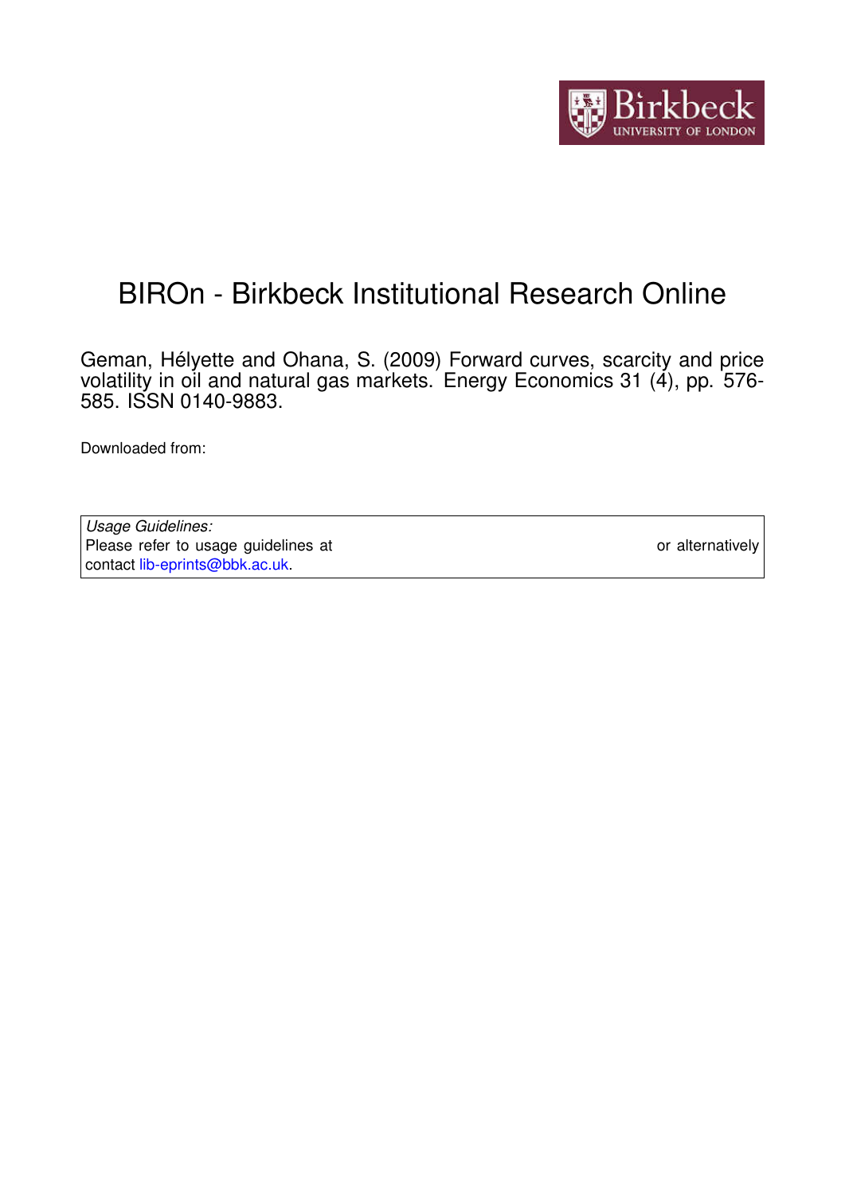# BIROn - Birkbeck Institutional Research Online

Geman, Hélyette and Ohana, S. (2009) Forward curves, scarcity and price volatility in oil and natural gas markets. Energy Economics 31 (4), pp. 576-585. ISSN 0140-9883.

Downloaded from:

| *Usage Guidelines:* Please refer to usage guidelines at or alternatively contact lib-eprints@bbk.ac.uk. |
|---|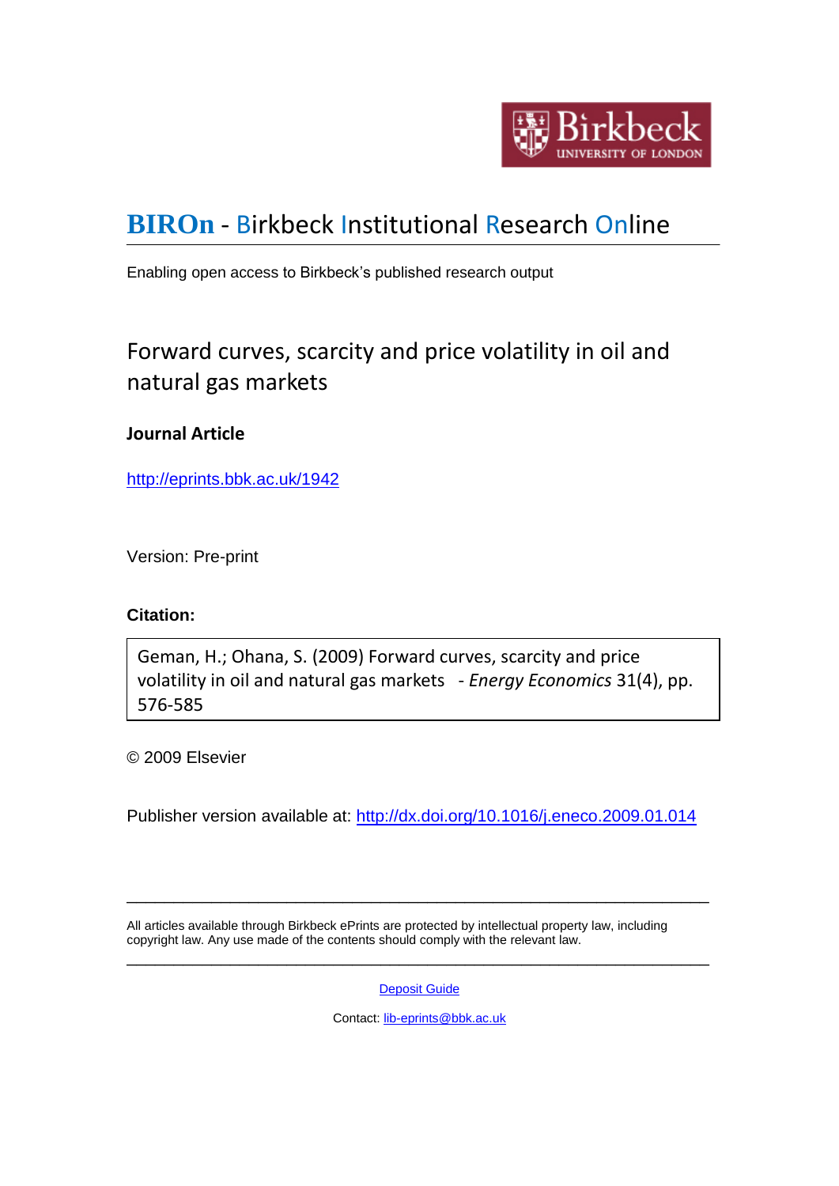# BIROn - Birkbeck Institutional Research Online

Enabling open access to Birkbeck's published research output

## Forward curves, scarcity and price volatility in oil and natural gas markets

### Journal Article

http://eprints.bbk.ac.uk/1942

Version: Pre-print

**Citation:**

| Geman, H.; Ohana, S. (2009) Forward curves, scarcity and price volatility in oil and natural gas markets - *Energy Economics* 31(4), pp. 576-585 |
|---|

© 2009 Elsevier

Publisher version available at: http://dx.doi.org/10.1016/j.eneco.2009.01.014

---

All articles available through Birkbeck ePrints are protected by intellectual property law, including copyright law. Any use made of the contents should comply with the relevant law.

---

Deposit Guide

Contact: lib-eprints@bbk.ac.uk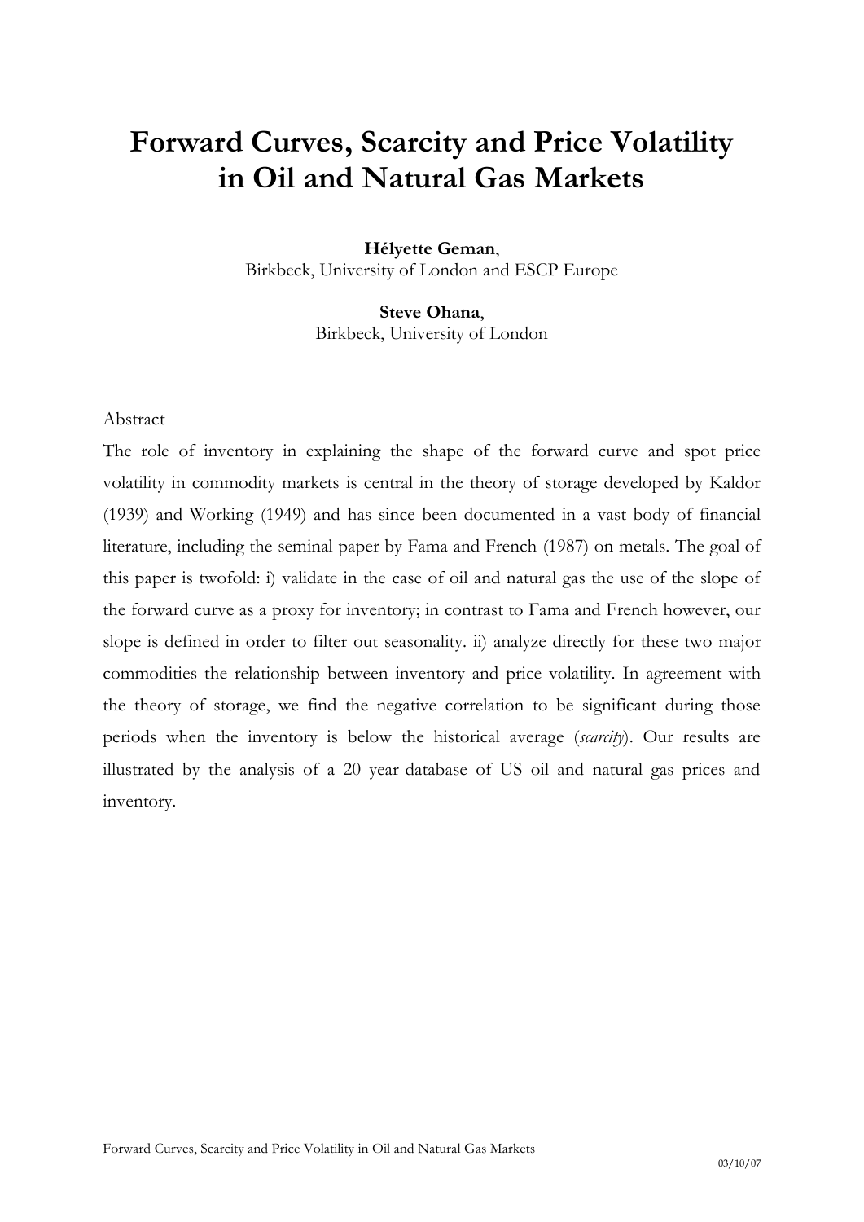# Forward Curves, Scarcity and Price Volatility in Oil and Natural Gas Markets

**Hélyette Geman**,
Birkbeck, University of London and ESCP Europe

**Steve Ohana**,
Birkbeck, University of London

Abstract

The role of inventory in explaining the shape of the forward curve and spot price volatility in commodity markets is central in the theory of storage developed by Kaldor (1939) and Working (1949) and has since been documented in a vast body of financial literature, including the seminal paper by Fama and French (1987) on metals. The goal of this paper is twofold: i) validate in the case of oil and natural gas the use of the slope of the forward curve as a proxy for inventory; in contrast to Fama and French however, our slope is defined in order to filter out seasonality. ii) analyze directly for these two major commodities the relationship between inventory and price volatility. In agreement with the theory of storage, we find the negative correlation to be significant during those periods when the inventory is below the historical average (*scarcity*). Our results are illustrated by the analysis of a 20 year-database of US oil and natural gas prices and inventory.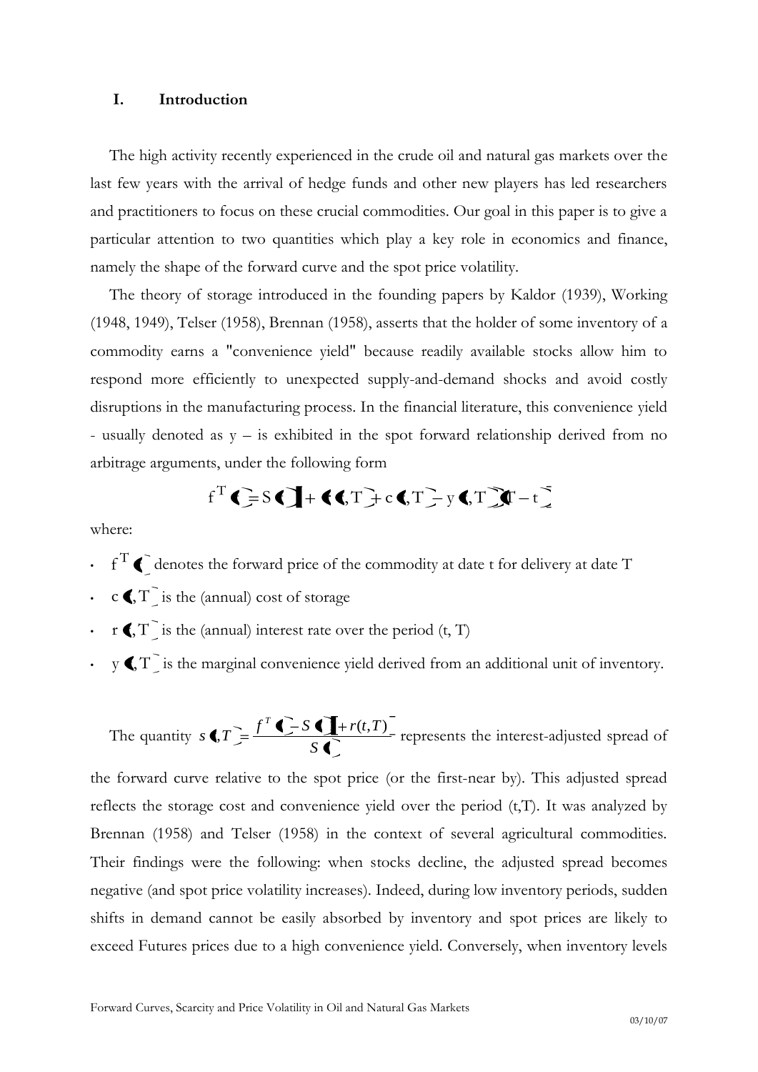## I. Introduction

The high activity recently experienced in the crude oil and natural gas markets over the last few years with the arrival of hedge funds and other new players has led researchers and practitioners to focus on these crucial commodities. Our goal in this paper is to give a particular attention to two quantities which play a key role in economics and finance, namely the shape of the forward curve and the spot price volatility.

The theory of storage introduced in the founding papers by Kaldor (1939), Working (1948, 1949), Telser (1958), Brennan (1958), asserts that the holder of some inventory of a commodity earns a "convenience yield" because readily available stocks allow him to respond more efficiently to unexpected supply-and-demand shocks and avoid costly disruptions in the manufacturing process. In the financial literature, this convenience yield - usually denoted as y – is exhibited in the spot forward relationship derived from no arbitrage arguments, under the following form

$$f^T(t) = S(t)\left[1 + \left(r(t,T) + c(t,T) - y(t,T)\right)(T-t)\right]$$

where:

- $f^T(t)$ denotes the forward price of the commodity at date t for delivery at date T
- $c(t,T)$ is the (annual) cost of storage
- $r(t,T)$ is the (annual) interest rate over the period (t, T)
- $y(t,T)$ is the marginal convenience yield derived from an additional unit of inventory.

The quantity $s(t,T) = \frac{f^T(t) - S(t)\left[1 + r(t,T)\right]}{S(t)}$ represents the interest-adjusted spread of the forward curve relative to the spot price (or the first-near by). This adjusted spread reflects the storage cost and convenience yield over the period (t,T). It was analyzed by Brennan (1958) and Telser (1958) in the context of several agricultural commodities. Their findings were the following: when stocks decline, the adjusted spread becomes negative (and spot price volatility increases). Indeed, during low inventory periods, sudden shifts in demand cannot be easily absorbed by inventory and spot prices are likely to exceed Futures prices due to a high convenience yield. Conversely, when inventory levels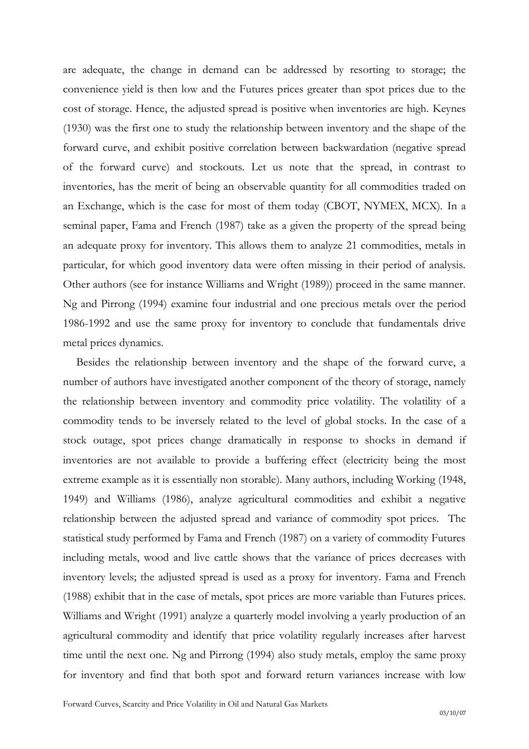are adequate, the change in demand can be addressed by resorting to storage; the convenience yield is then low and the Futures prices greater than spot prices due to the cost of storage. Hence, the adjusted spread is positive when inventories are high. Keynes (1930) was the first one to study the relationship between inventory and the shape of the forward curve, and exhibit positive correlation between backwardation (negative spread of the forward curve) and stockouts. Let us note that the spread, in contrast to inventories, has the merit of being an observable quantity for all commodities traded on an Exchange, which is the case for most of them today (CBOT, NYMEX, MCX). In a seminal paper, Fama and French (1987) take as a given the property of the spread being an adequate proxy for inventory. This allows them to analyze 21 commodities, metals in particular, for which good inventory data were often missing in their period of analysis. Other authors (see for instance Williams and Wright (1989)) proceed in the same manner. Ng and Pirrong (1994) examine four industrial and one precious metals over the period 1986-1992 and use the same proxy for inventory to conclude that fundamentals drive metal prices dynamics.

Besides the relationship between inventory and the shape of the forward curve, a number of authors have investigated another component of the theory of storage, namely the relationship between inventory and commodity price volatility. The volatility of a commodity tends to be inversely related to the level of global stocks. In the case of a stock outage, spot prices change dramatically in response to shocks in demand if inventories are not available to provide a buffering effect (electricity being the most extreme example as it is essentially non storable). Many authors, including Working (1948, 1949) and Williams (1986), analyze agricultural commodities and exhibit a negative relationship between the adjusted spread and variance of commodity spot prices. The statistical study performed by Fama and French (1987) on a variety of commodity Futures including metals, wood and live cattle shows that the variance of prices decreases with inventory levels; the adjusted spread is used as a proxy for inventory. Fama and French (1988) exhibit that in the case of metals, spot prices are more variable than Futures prices. Williams and Wright (1991) analyze a quarterly model involving a yearly production of an agricultural commodity and identify that price volatility regularly increases after harvest time until the next one. Ng and Pirrong (1994) also study metals, employ the same proxy for inventory and find that both spot and forward return variances increase with low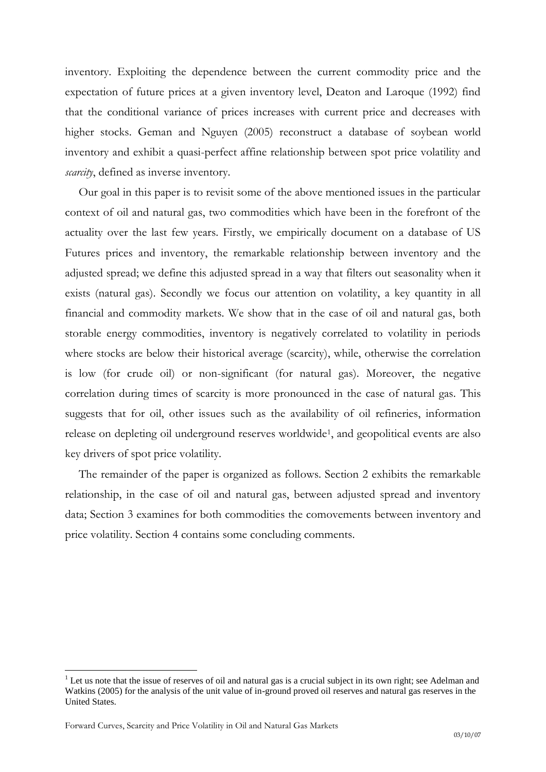inventory. Exploiting the dependence between the current commodity price and the expectation of future prices at a given inventory level, Deaton and Laroque (1992) find that the conditional variance of prices increases with current price and decreases with higher stocks. Geman and Nguyen (2005) reconstruct a database of soybean world inventory and exhibit a quasi-perfect affine relationship between spot price volatility and *scarcity*, defined as inverse inventory.

Our goal in this paper is to revisit some of the above mentioned issues in the particular context of oil and natural gas, two commodities which have been in the forefront of the actuality over the last few years. Firstly, we empirically document on a database of US Futures prices and inventory, the remarkable relationship between inventory and the adjusted spread; we define this adjusted spread in a way that filters out seasonality when it exists (natural gas). Secondly we focus our attention on volatility, a key quantity in all financial and commodity markets. We show that in the case of oil and natural gas, both storable energy commodities, inventory is negatively correlated to volatility in periods where stocks are below their historical average (scarcity), while, otherwise the correlation is low (for crude oil) or non-significant (for natural gas). Moreover, the negative correlation during times of scarcity is more pronounced in the case of natural gas. This suggests that for oil, other issues such as the availability of oil refineries, information release on depleting oil underground reserves worldwide[1], and geopolitical events are also key drivers of spot price volatility.

The remainder of the paper is organized as follows. Section 2 exhibits the remarkable relationship, in the case of oil and natural gas, between adjusted spread and inventory data; Section 3 examines for both commodities the comovements between inventory and price volatility. Section 4 contains some concluding comments.

[1] Let us note that the issue of reserves of oil and natural gas is a crucial subject in its own right; see Adelman and Watkins (2005) for the analysis of the unit value of in-ground proved oil reserves and natural gas reserves in the United States.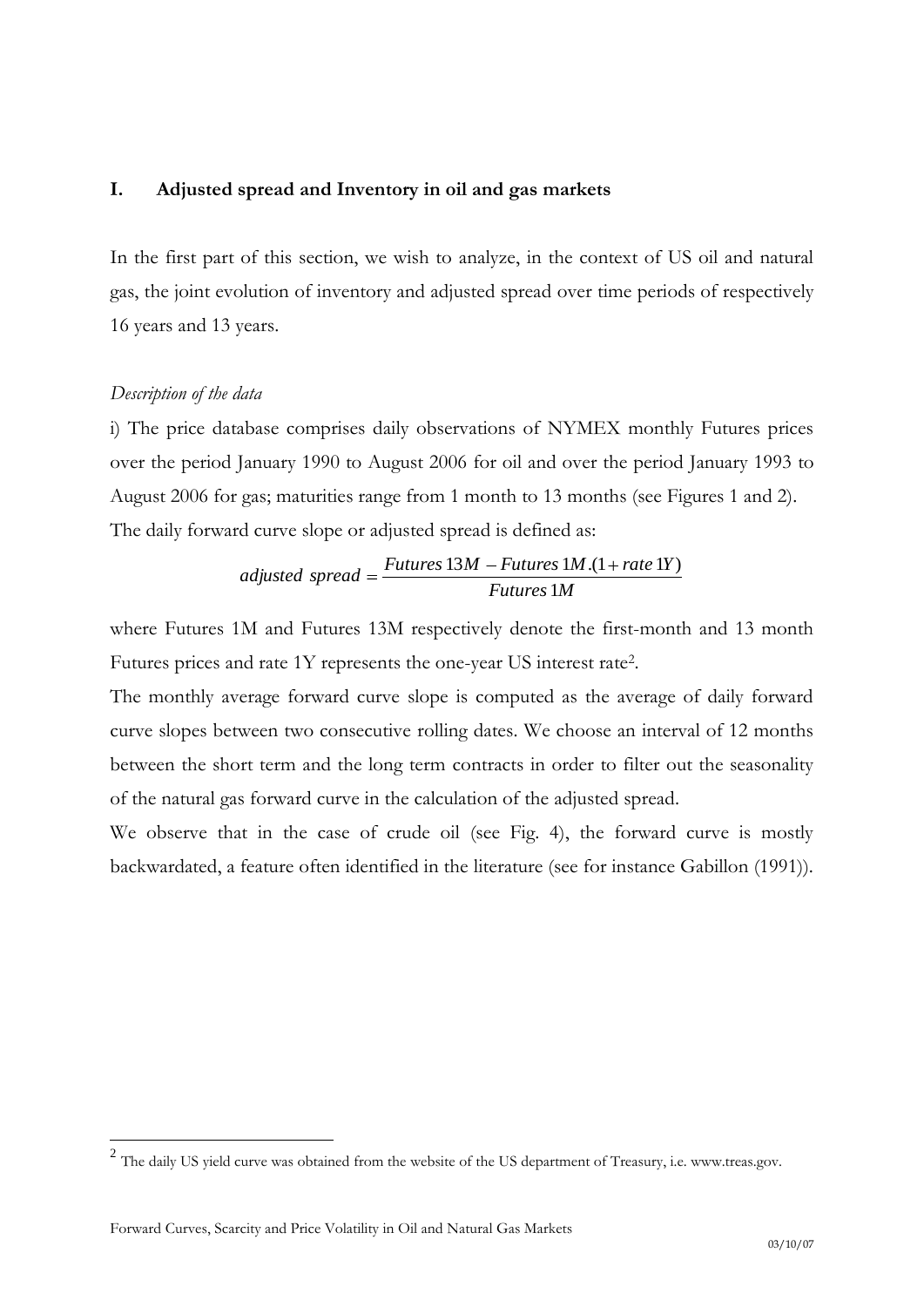# I. Adjusted spread and Inventory in oil and gas markets

In the first part of this section, we wish to analyze, in the context of US oil and natural gas, the joint evolution of inventory and adjusted spread over time periods of respectively 16 years and 13 years.

*Description of the data*

i) The price database comprises daily observations of NYMEX monthly Futures prices over the period January 1990 to August 2006 for oil and over the period January 1993 to August 2006 for gas; maturities range from 1 month to 13 months (see Figures 1 and 2). The daily forward curve slope or adjusted spread is defined as:

$$adjusted\ spread = \frac{Futures\,13M - Futures\,1M.(1 + rate\,1Y)}{Futures\,1M}$$

where Futures 1M and Futures 13M respectively denote the first-month and 13 month Futures prices and rate 1Y represents the one-year US interest rate[2].

The monthly average forward curve slope is computed as the average of daily forward curve slopes between two consecutive rolling dates. We choose an interval of 12 months between the short term and the long term contracts in order to filter out the seasonality of the natural gas forward curve in the calculation of the adjusted spread.

We observe that in the case of crude oil (see Fig. 4), the forward curve is mostly backwardated, a feature often identified in the literature (see for instance Gabillon (1991)).

[2] The daily US yield curve was obtained from the website of the US department of Treasury, i.e. www.treas.gov.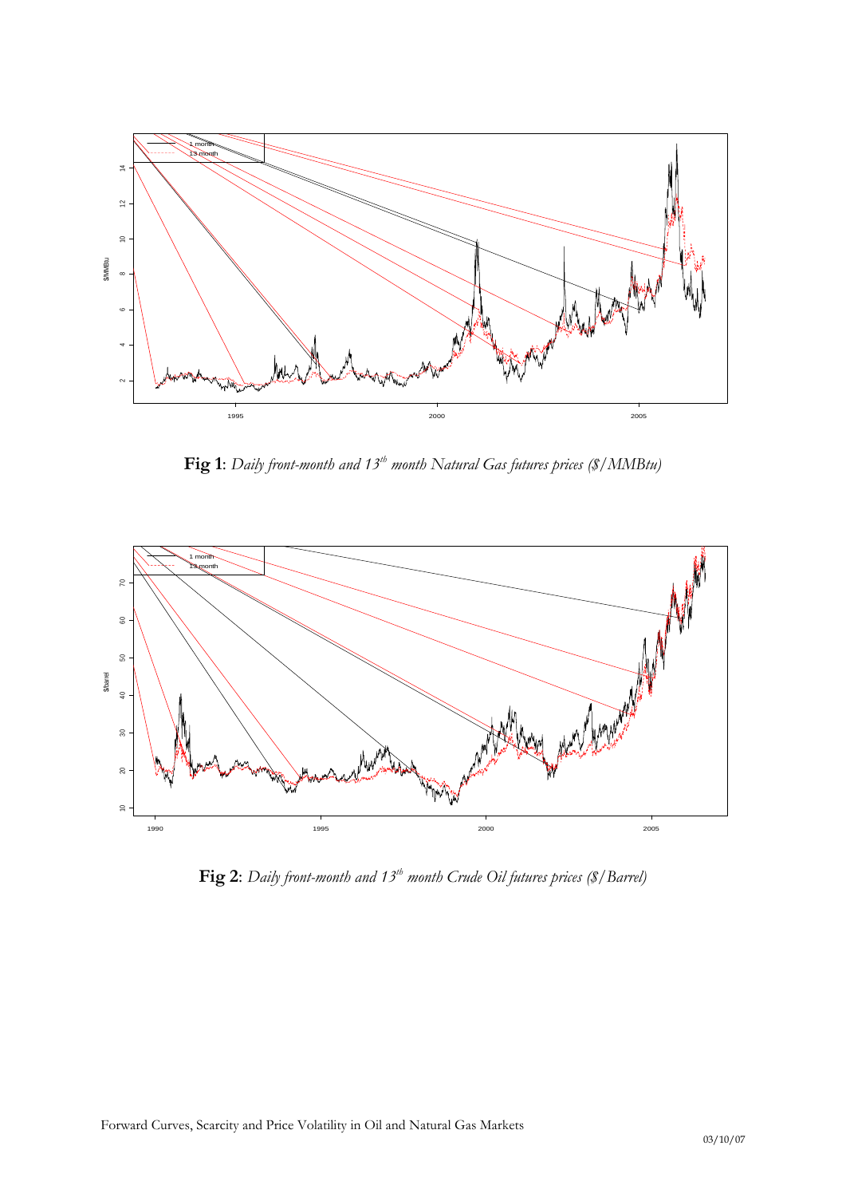**Fig 1**: *Daily front-month and 13$^{th}$ month Natural Gas futures prices ($/MMBtu)*

**Fig 2**: *Daily front-month and 13$^{th}$ month Crude Oil futures prices ($/Barrel)*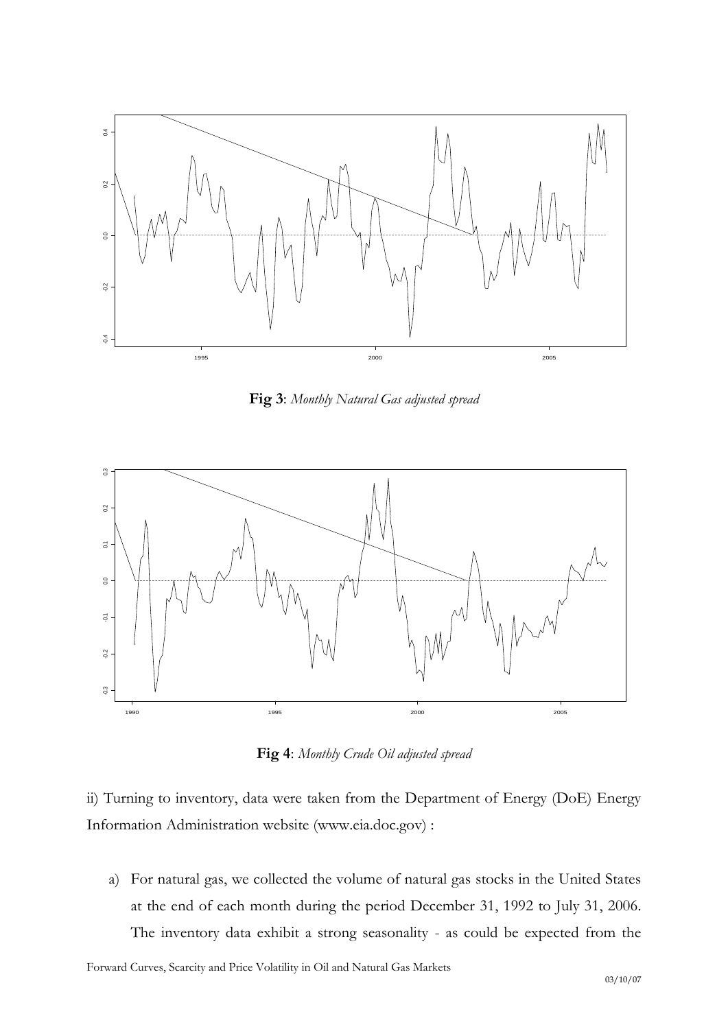**Fig 3**: *Monthly Natural Gas adjusted spread*

**Fig 4**: *Monthly Crude Oil adjusted spread*

ii) Turning to inventory, data were taken from the Department of Energy (DoE) Energy Information Administration website (www.eia.doc.gov) :

a) For natural gas, we collected the volume of natural gas stocks in the United States at the end of each month during the period December 31, 1992 to July 31, 2006. The inventory data exhibit a strong seasonality - as could be expected from the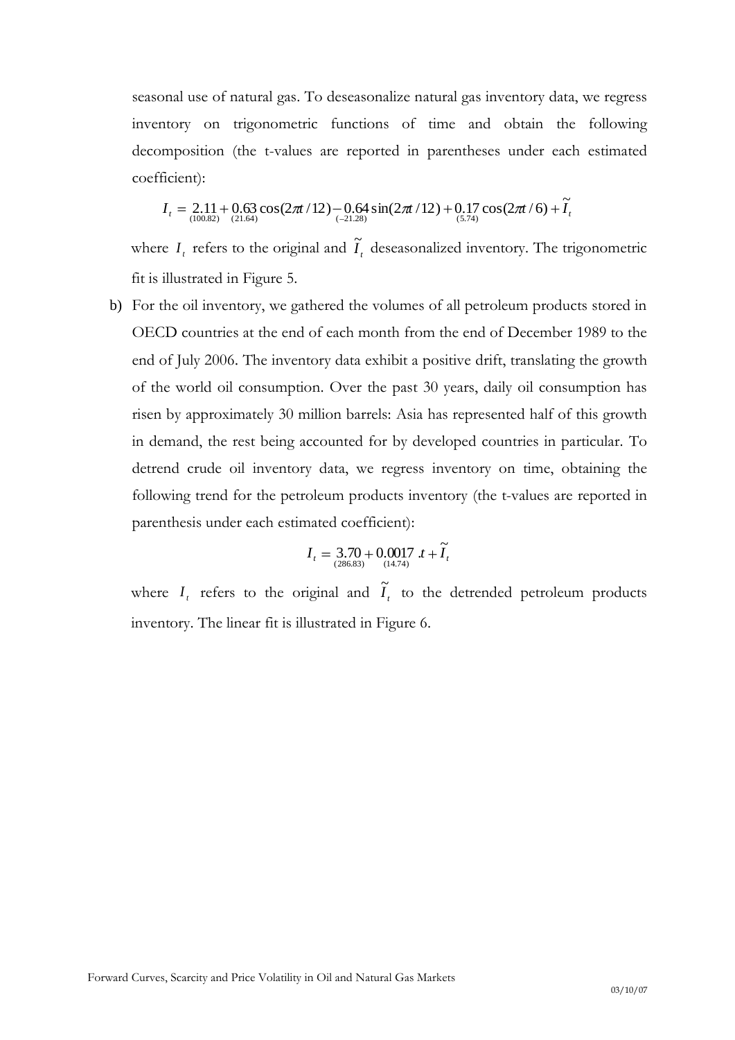seasonal use of natural gas. To deseasonalize natural gas inventory data, we regress inventory on trigonometric functions of time and obtain the following decomposition (the t-values are reported in parentheses under each estimated coefficient):

$$I_t = \underset{(100.82)}{2.11} + \underset{(21.64)}{0.63}\cos(2\pi t/12) - \underset{(-21.28)}{0.64}\sin(2\pi t/12) + \underset{(5.74)}{0.17}\cos(2\pi t/6) + \tilde{I}_t$$

where $I_t$ refers to the original and $\tilde{I}_t$ deseasonalized inventory. The trigonometric fit is illustrated in Figure 5.

b) For the oil inventory, we gathered the volumes of all petroleum products stored in OECD countries at the end of each month from the end of December 1989 to the end of July 2006. The inventory data exhibit a positive drift, translating the growth of the world oil consumption. Over the past 30 years, daily oil consumption has risen by approximately 30 million barrels: Asia has represented half of this growth in demand, the rest being accounted for by developed countries in particular. To detrend crude oil inventory data, we regress inventory on time, obtaining the following trend for the petroleum products inventory (the t-values are reported in parenthesis under each estimated coefficient):

$$I_t = \underset{(286.83)}{3.70} + \underset{(14.74)}{0.0017}\,.t + \tilde{I}_t$$

where $I_t$ refers to the original and $\tilde{I}_t$ to the detrended petroleum products inventory. The linear fit is illustrated in Figure 6.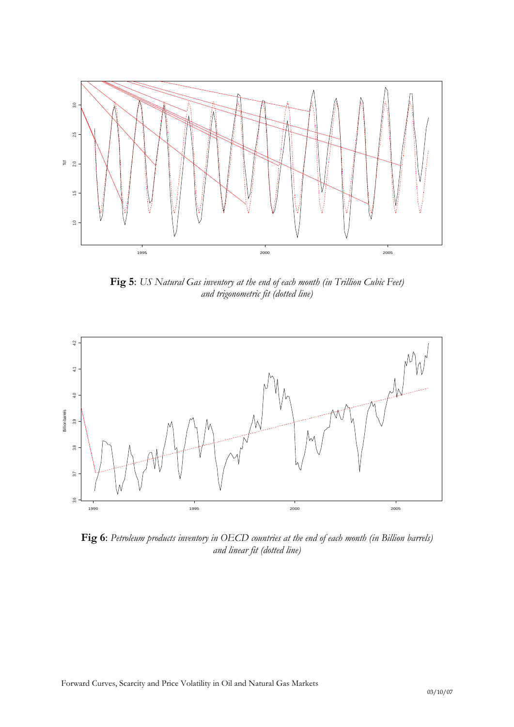**Fig 5**: *US Natural Gas inventory at the end of each month (in Trillion Cubic Feet) and trigonometric fit (dotted line)*

**Fig 6**: *Petroleum products inventory in OECD countries at the end of each month (in Billion barrels) and linear fit (dotted line)*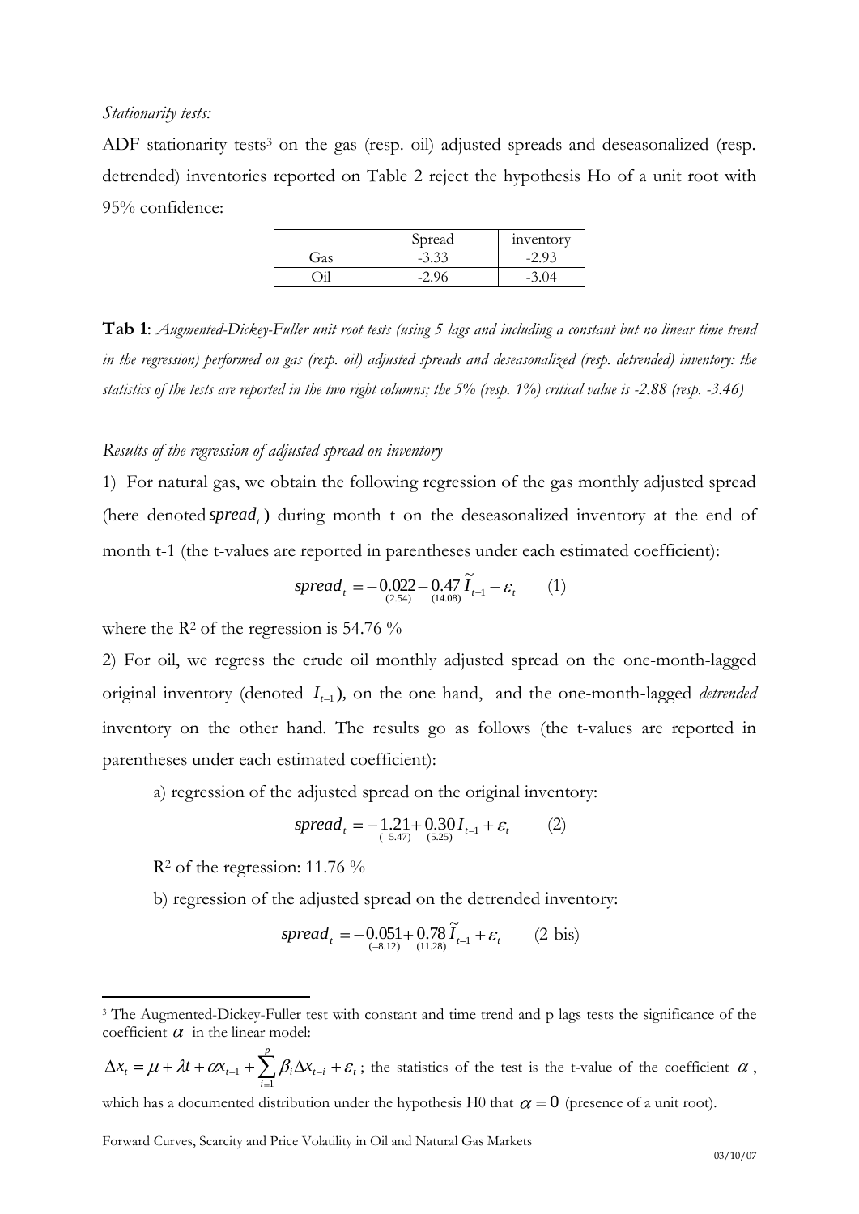*Stationarity tests:*

ADF stationarity tests[3] on the gas (resp. oil) adjusted spreads and deseasonalized (resp. detrended) inventories reported on Table 2 reject the hypothesis Ho of a unit root with 95% confidence:

| | Spread | inventory |
|---|---|---|
| Gas | -3.33 | -2.93 |
| Oil | -2.96 | -3.04 |

**Tab 1**: *Augmented-Dickey-Fuller unit root tests (using 5 lags and including a constant but no linear time trend in the regression) performed on gas (resp. oil) adjusted spreads and deseasonalized (resp. detrended) inventory: the statistics of the tests are reported in the two right columns; the 5% (resp. 1%) critical value is -2.88 (resp. -3.46)*

*Results of the regression of adjusted spread on inventory*

1) For natural gas, we obtain the following regression of the gas monthly adjusted spread (here denoted $spread_t$) during month t on the deseasonalized inventory at the end of month t-1 (the t-values are reported in parentheses under each estimated coefficient):

$$spread_t = \underset{(2.54)}{+0.022} + \underset{(14.08)}{0.47}\,\tilde{I}_{t-1} + \varepsilon_t \qquad (1)$$

where the $R^2$ of the regression is 54.76 %

2) For oil, we regress the crude oil monthly adjusted spread on the one-month-lagged original inventory (denoted $I_{t-1}$), on the one hand, and the one-month-lagged *detrended* inventory on the other hand. The results go as follows (the t-values are reported in parentheses under each estimated coefficient):

a) regression of the adjusted spread on the original inventory:

$$spread_t = \underset{(-5.47)}{-1.21} + \underset{(5.25)}{0.30}\,I_{t-1} + \varepsilon_t \qquad (2)$$

$R^2$ of the regression: 11.76 %

b) regression of the adjusted spread on the detrended inventory:

$$spread_t = \underset{(-8.12)}{-0.051} + \underset{(11.28)}{0.78}\,\tilde{I}_{t-1} + \varepsilon_t \qquad \text{(2-bis)}$$

[3] The Augmented-Dickey-Fuller test with constant and time trend and p lags tests the significance of the coefficient $\alpha$ in the linear model:

$\Delta x_t = \mu + \lambda t + \alpha x_{t-1} + \sum_{i=1}^{p} \beta_i \Delta x_{t-i} + \varepsilon_t$ ; the statistics of the test is the t-value of the coefficient $\alpha$, which has a documented distribution under the hypothesis H0 that $\alpha = 0$ (presence of a unit root).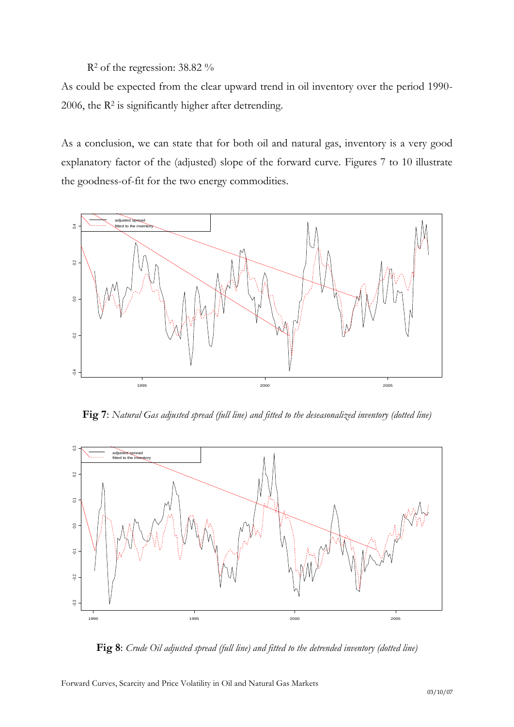$R^2$ of the regression: 38.82 %

As could be expected from the clear upward trend in oil inventory over the period 1990-2006, the $R^2$ is significantly higher after detrending.

As a conclusion, we can state that for both oil and natural gas, inventory is a very good explanatory factor of the (adjusted) slope of the forward curve. Figures 7 to 10 illustrate the goodness-of-fit for the two energy commodities.

**Fig 7**: *Natural Gas adjusted spread (full line) and fitted to the deseasonalized inventory (dotted line)*

**Fig 8**: *Crude Oil adjusted spread (full line) and fitted to the detrended inventory (dotted line)*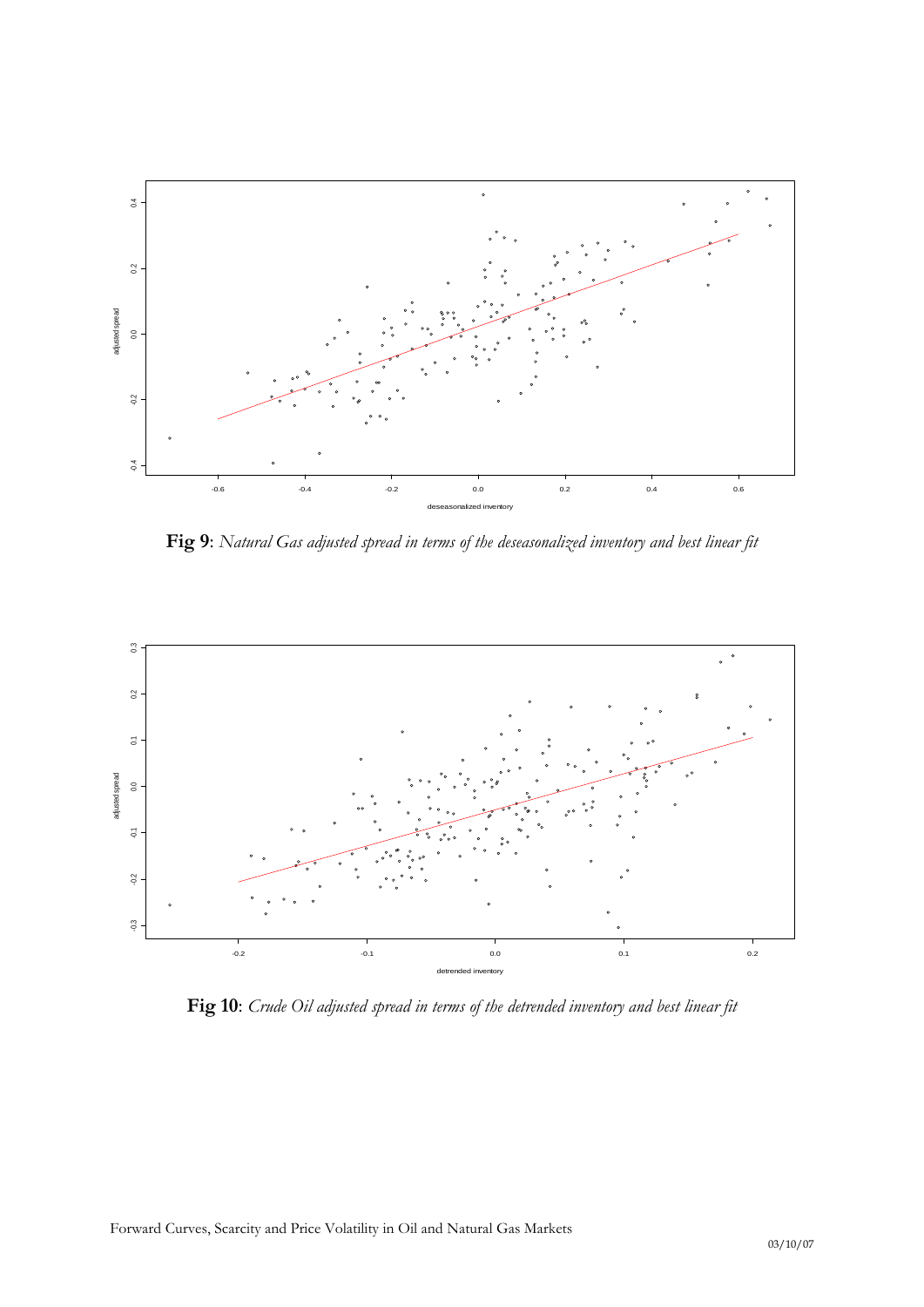**Fig 9**: *Natural Gas adjusted spread in terms of the deseasonalized inventory and best linear fit*

**Fig 10**: *Crude Oil adjusted spread in terms of the detrended inventory and best linear fit*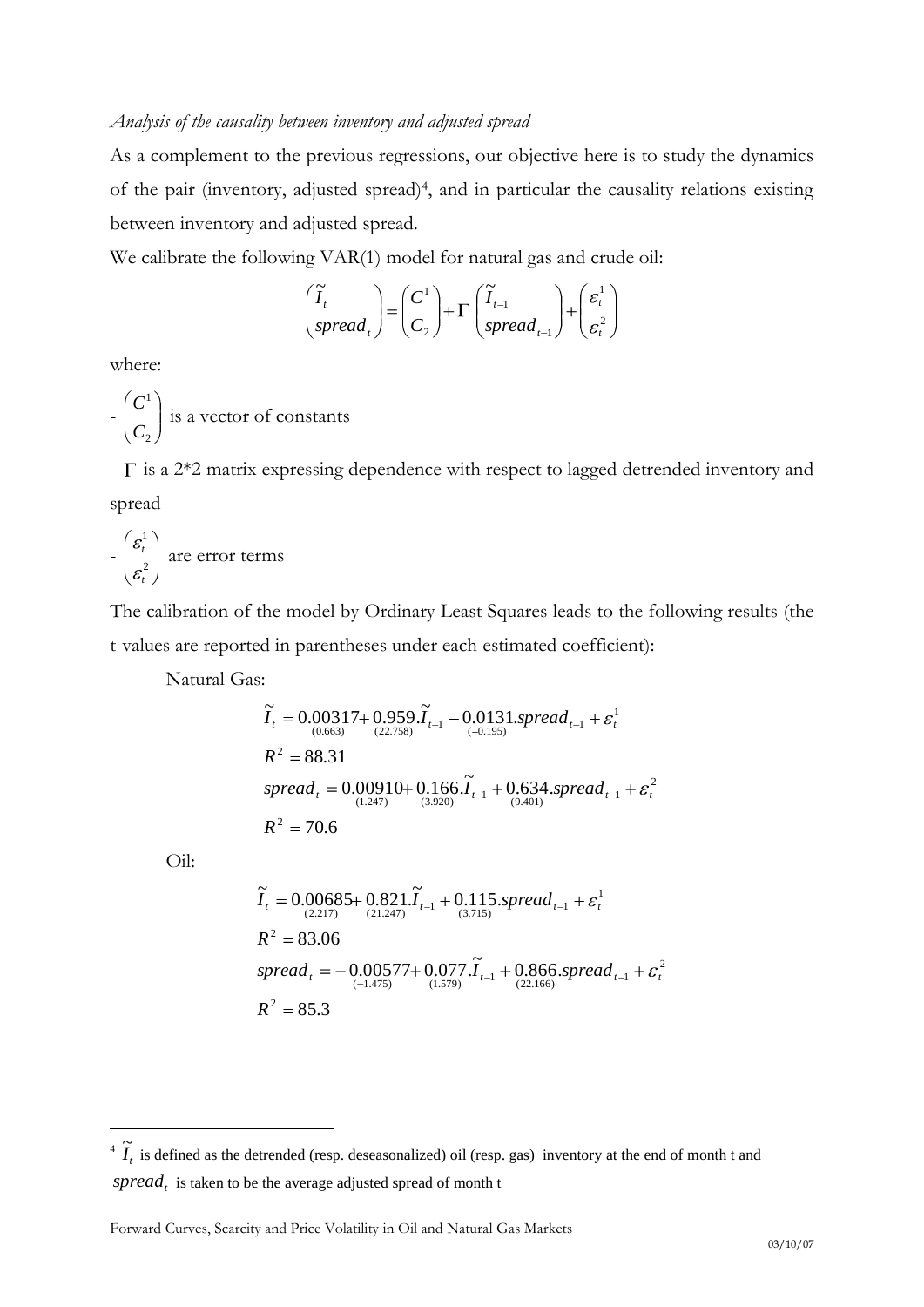*Analysis of the causality between inventory and adjusted spread*

As a complement to the previous regressions, our objective here is to study the dynamics of the pair (inventory, adjusted spread)[4], and in particular the causality relations existing between inventory and adjusted spread.

We calibrate the following VAR(1) model for natural gas and crude oil:

$$\begin{pmatrix} \widetilde{I}_t \\ spread_t \end{pmatrix} = \begin{pmatrix} C^1 \\ C_2 \end{pmatrix} + \Gamma \begin{pmatrix} \widetilde{I}_{t-1} \\ spread_{t-1} \end{pmatrix} + \begin{pmatrix} \varepsilon_t^1 \\ \varepsilon_t^2 \end{pmatrix}$$

where:

- $\begin{pmatrix} C^1 \\ C_2 \end{pmatrix}$ is a vector of constants
- $\Gamma$ is a 2*2 matrix expressing dependence with respect to lagged detrended inventory and spread
- $\begin{pmatrix} \varepsilon_t^1 \\ \varepsilon_t^2 \end{pmatrix}$ are error terms

The calibration of the model by Ordinary Least Squares leads to the following results (the t-values are reported in parentheses under each estimated coefficient):

- Natural Gas:

$$\widetilde{I}_t = \underset{(0.663)}{0.00317} + \underset{(22.758)}{0.959}.\widetilde{I}_{t-1} - \underset{(-0.195)}{0.0131}.spread_{t-1} + \varepsilon_t^1$$

$$R^2 = 88.31$$

$$spread_t = \underset{(1.247)}{0.00910} + \underset{(3.920)}{0.166}.\widetilde{I}_{t-1} + \underset{(9.401)}{0.634}.spread_{t-1} + \varepsilon_t^2$$

$$R^2 = 70.6$$

- Oil:

$$\widetilde{I}_t = \underset{(2.217)}{0.00685} + \underset{(21.247)}{0.821}.\widetilde{I}_{t-1} + \underset{(3.715)}{0.115}.spread_{t-1} + \varepsilon_t^1$$

$$R^2 = 83.06$$

$$spread_t = -\underset{(-1.475)}{0.00577} + \underset{(1.579)}{0.077}.\widetilde{I}_{t-1} + \underset{(22.166)}{0.866}.spread_{t-1} + \varepsilon_t^2$$

$$R^2 = 85.3$$

---

[4] $\widetilde{I}_t$ is defined as the detrended (resp. deseasonalized) oil (resp. gas) inventory at the end of month t and $spread_t$ is taken to be the average adjusted spread of month t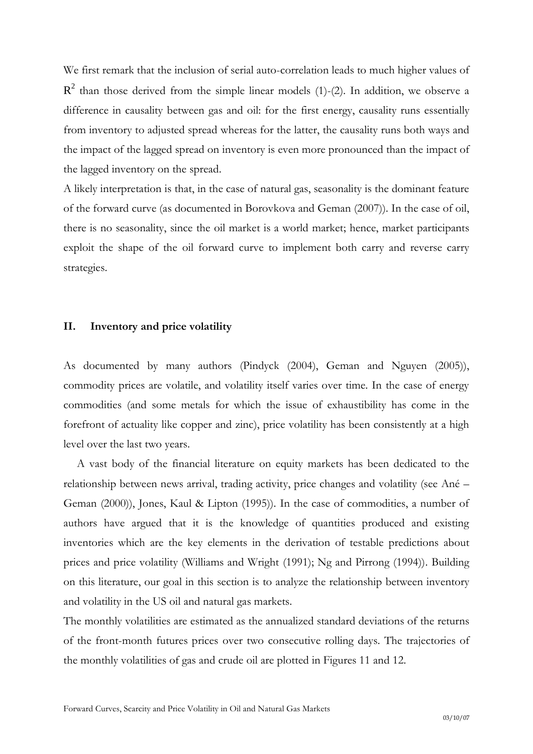We first remark that the inclusion of serial auto-correlation leads to much higher values of $R^2$ than those derived from the simple linear models (1)-(2). In addition, we observe a difference in causality between gas and oil: for the first energy, causality runs essentially from inventory to adjusted spread whereas for the latter, the causality runs both ways and the impact of the lagged spread on inventory is even more pronounced than the impact of the lagged inventory on the spread.

A likely interpretation is that, in the case of natural gas, seasonality is the dominant feature of the forward curve (as documented in Borovkova and Geman (2007)). In the case of oil, there is no seasonality, since the oil market is a world market; hence, market participants exploit the shape of the oil forward curve to implement both carry and reverse carry strategies.

## II. Inventory and price volatility

As documented by many authors (Pindyck (2004), Geman and Nguyen (2005)), commodity prices are volatile, and volatility itself varies over time. In the case of energy commodities (and some metals for which the issue of exhaustibility has come in the forefront of actuality like copper and zinc), price volatility has been consistently at a high level over the last two years.

A vast body of the financial literature on equity markets has been dedicated to the relationship between news arrival, trading activity, price changes and volatility (see Ané – Geman (2000)), Jones, Kaul & Lipton (1995)). In the case of commodities, a number of authors have argued that it is the knowledge of quantities produced and existing inventories which are the key elements in the derivation of testable predictions about prices and price volatility (Williams and Wright (1991); Ng and Pirrong (1994)). Building on this literature, our goal in this section is to analyze the relationship between inventory and volatility in the US oil and natural gas markets.

The monthly volatilities are estimated as the annualized standard deviations of the returns of the front-month futures prices over two consecutive rolling days. The trajectories of the monthly volatilities of gas and crude oil are plotted in Figures 11 and 12.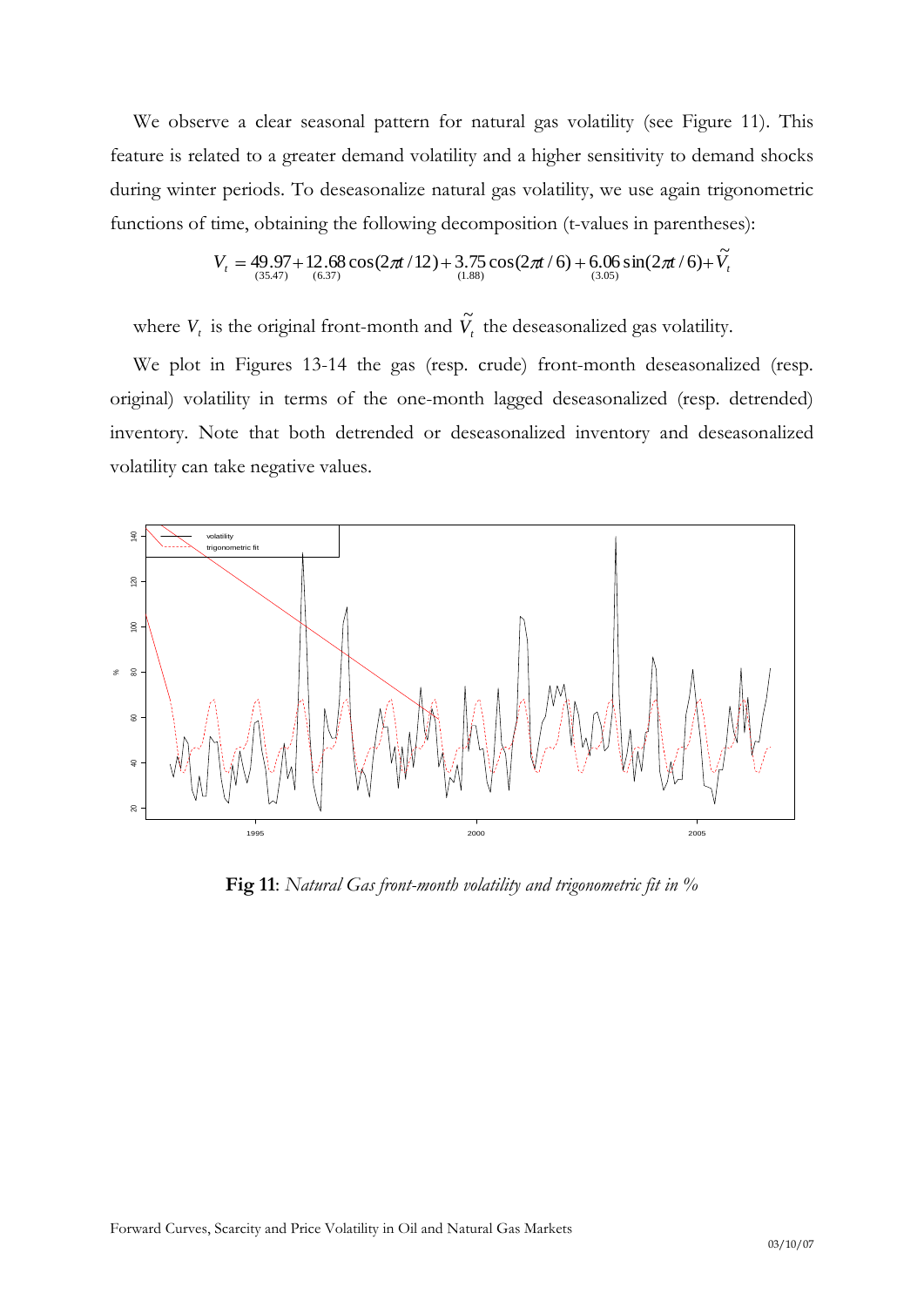We observe a clear seasonal pattern for natural gas volatility (see Figure 11). This feature is related to a greater demand volatility and a higher sensitivity to demand shocks during winter periods. To deseasonalize natural gas volatility, we use again trigonometric functions of time, obtaining the following decomposition (t-values in parentheses):

$$V_t = \underset{(35.47)}{49.97} + \underset{(6.37)}{12.68}\cos(2\pi t/12) + \underset{(1.88)}{3.75}\cos(2\pi t/6) + \underset{(3.05)}{6.06}\sin(2\pi t/6) + \tilde{V}_t$$

where $V_t$ is the original front-month and $\tilde{V}_t$ the deseasonalized gas volatility.

We plot in Figures 13-14 the gas (resp. crude) front-month deseasonalized (resp. original) volatility in terms of the one-month lagged deseasonalized (resp. detrended) inventory. Note that both detrended or deseasonalized inventory and deseasonalized volatility can take negative values.

**Fig 11**: *Natural Gas front-month volatility and trigonometric fit in %*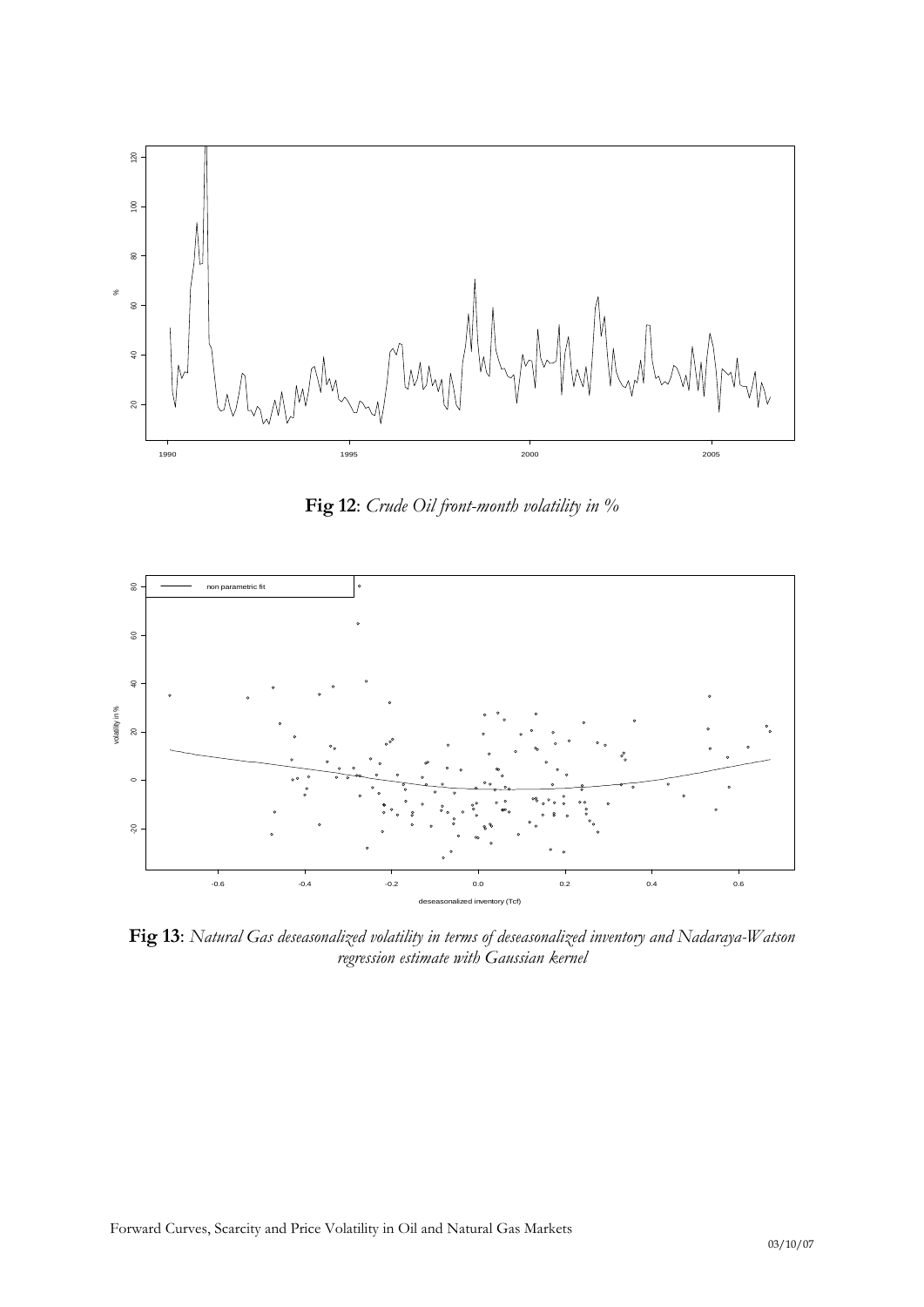**Fig 12**: *Crude Oil front-month volatility in %*

**Fig 13**: *Natural Gas deseasonalized volatility in terms of deseasonalized inventory and Nadaraya-Watson regression estimate with Gaussian kernel*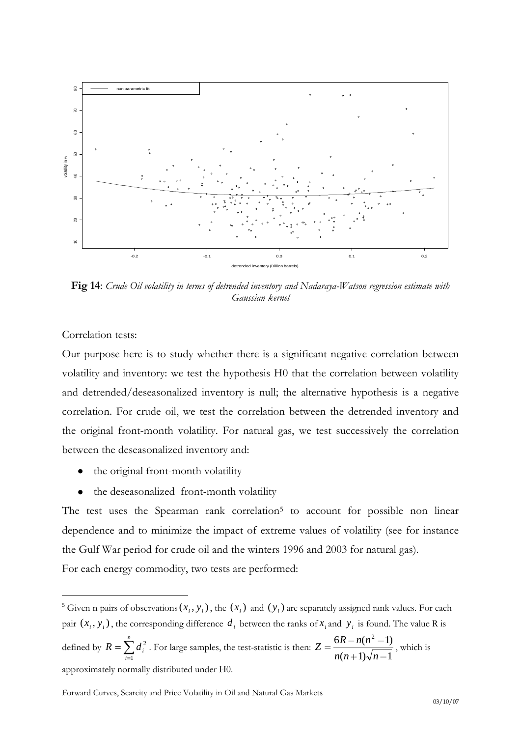**Fig 14**: *Crude Oil volatility in terms of detrended inventory and Nadaraya-Watson regression estimate with Gaussian kernel*

Correlation tests:

Our purpose here is to study whether there is a significant negative correlation between volatility and inventory: we test the hypothesis H0 that the correlation between volatility and detrended/deseasonalized inventory is null; the alternative hypothesis is a negative correlation. For crude oil, we test the correlation between the detrended inventory and the original front-month volatility. For natural gas, we test successively the correlation between the deseasonalized inventory and:

- the original front-month volatility
- the deseasonalized front-month volatility

The test uses the Spearman rank correlation[5] to account for possible non linear dependence and to minimize the impact of extreme values of volatility (see for instance the Gulf War period for crude oil and the winters 1996 and 2003 for natural gas).

For each energy commodity, two tests are performed:

---

[5] Given n pairs of observations $(x_i, y_i)$, the $(x_i)$ and $(y_i)$ are separately assigned rank values. For each pair $(x_i, y_i)$, the corresponding difference $d_i$ between the ranks of $x_i$ and $y_i$ is found. The value R is defined by $R = \sum_{i=1}^{n} d_i^2$. For large samples, the test-statistic is then: $Z = \frac{6R - n(n^2 - 1)}{n(n+1)\sqrt{n-1}}$, which is approximately normally distributed under H0.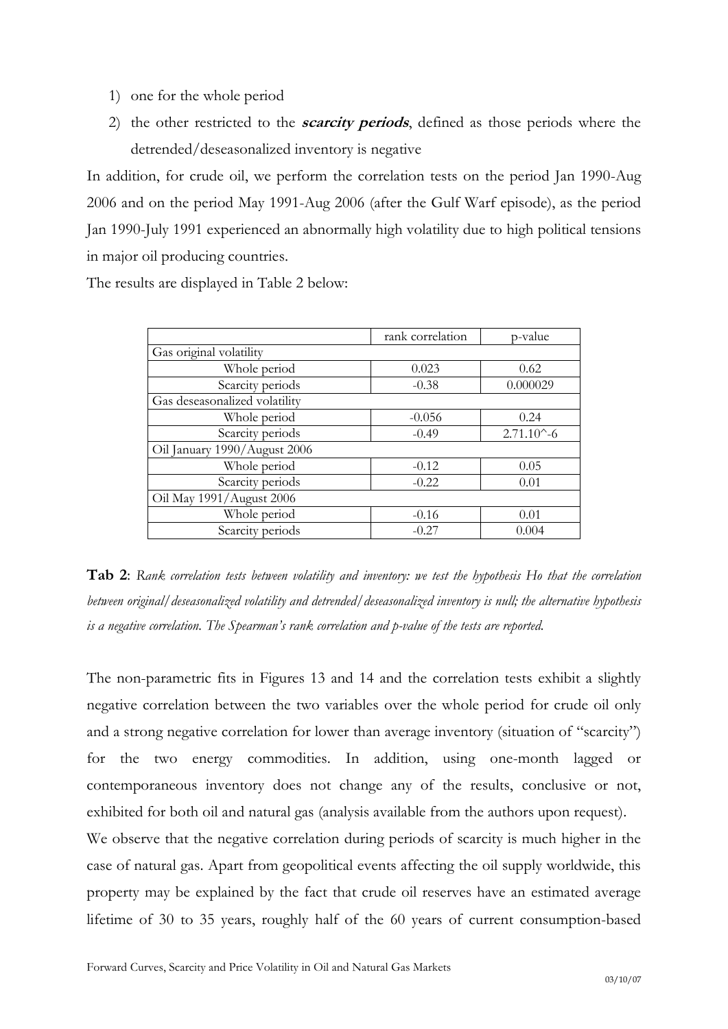1) one for the whole period
2) the other restricted to the ***scarcity periods***, defined as those periods where the detrended/deseasonalized inventory is negative

In addition, for crude oil, we perform the correlation tests on the period Jan 1990-Aug 2006 and on the period May 1991-Aug 2006 (after the Gulf Warf episode), as the period Jan 1990-July 1991 experienced an abnormally high volatility due to high political tensions in major oil producing countries.

The results are displayed in Table 2 below:

| | rank correlation | p-value |
|---|---|---|
| Gas original volatility | | |
| Whole period | 0.023 | 0.62 |
| Scarcity periods | -0.38 | 0.000029 |
| Gas deseasonalized volatility | | |
| Whole period | -0.056 | 0.24 |
| Scarcity periods | -0.49 | $2.71.10^{-6}$ |
| Oil January 1990/August 2006 | | |
| Whole period | -0.12 | 0.05 |
| Scarcity periods | -0.22 | 0.01 |
| Oil May 1991/August 2006 | | |
| Whole period | -0.16 | 0.01 |
| Scarcity periods | -0.27 | 0.004 |

**Tab 2**: *Rank correlation tests between volatility and inventory: we test the hypothesis Ho that the correlation between original/deseasonalized volatility and detrended/deseasonalized inventory is null; the alternative hypothesis is a negative correlation. The Spearman's rank correlation and p-value of the tests are reported.*

The non-parametric fits in Figures 13 and 14 and the correlation tests exhibit a slightly negative correlation between the two variables over the whole period for crude oil only and a strong negative correlation for lower than average inventory (situation of "scarcity") for the two energy commodities. In addition, using one-month lagged or contemporaneous inventory does not change any of the results, conclusive or not, exhibited for both oil and natural gas (analysis available from the authors upon request).

We observe that the negative correlation during periods of scarcity is much higher in the case of natural gas. Apart from geopolitical events affecting the oil supply worldwide, this property may be explained by the fact that crude oil reserves have an estimated average lifetime of 30 to 35 years, roughly half of the 60 years of current consumption-based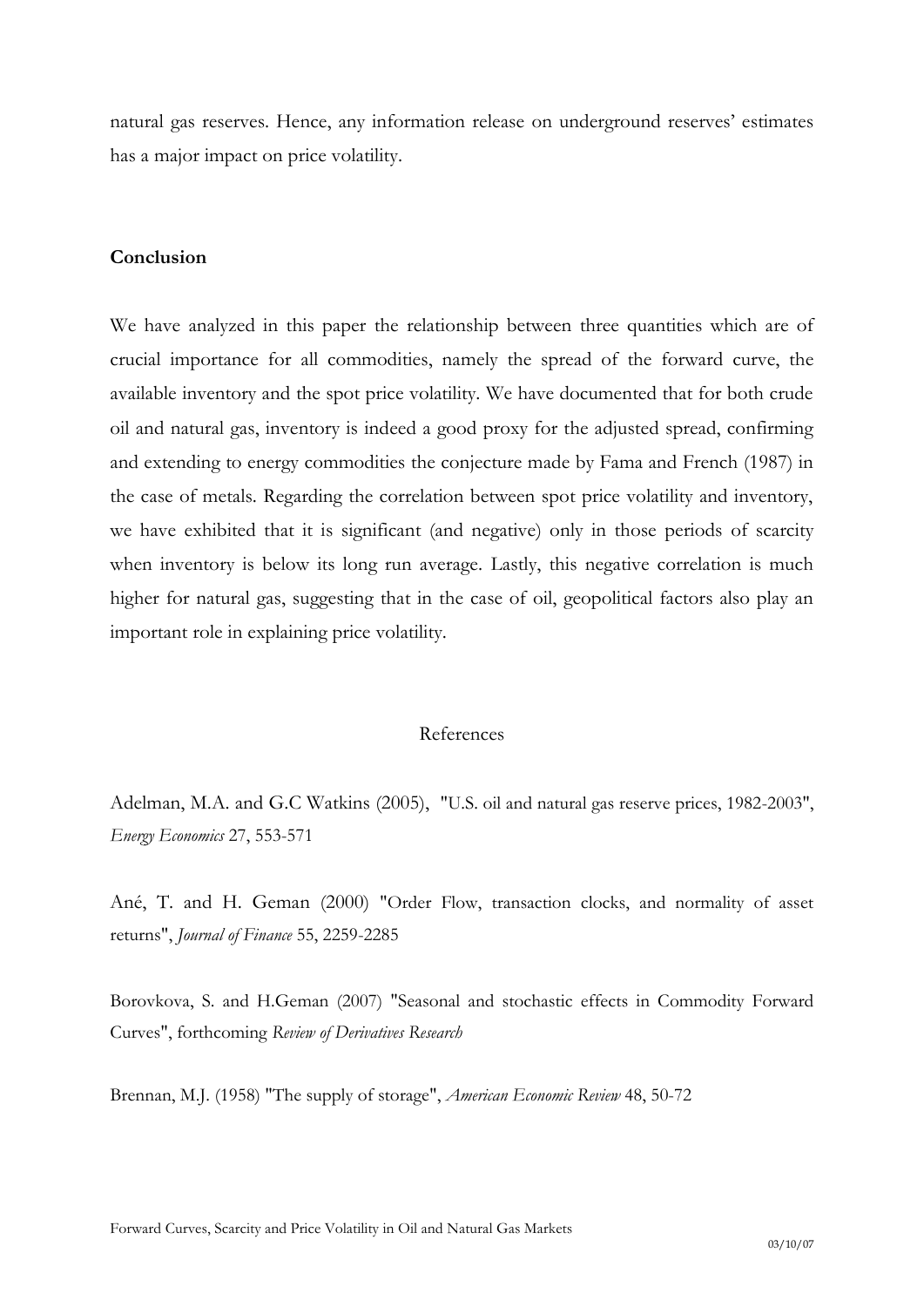natural gas reserves. Hence, any information release on underground reserves' estimates has a major impact on price volatility.

**Conclusion**

We have analyzed in this paper the relationship between three quantities which are of crucial importance for all commodities, namely the spread of the forward curve, the available inventory and the spot price volatility. We have documented that for both crude oil and natural gas, inventory is indeed a good proxy for the adjusted spread, confirming and extending to energy commodities the conjecture made by Fama and French (1987) in the case of metals. Regarding the correlation between spot price volatility and inventory, we have exhibited that it is significant (and negative) only in those periods of scarcity when inventory is below its long run average. Lastly, this negative correlation is much higher for natural gas, suggesting that in the case of oil, geopolitical factors also play an important role in explaining price volatility.

## References

Adelman, M.A. and G.C Watkins (2005), "U.S. oil and natural gas reserve prices, 1982-2003", *Energy Economics* 27, 553-571

Ané, T. and H. Geman (2000) "Order Flow, transaction clocks, and normality of asset returns", *Journal of Finance* 55, 2259-2285

Borovkova, S. and H.Geman (2007) "Seasonal and stochastic effects in Commodity Forward Curves", forthcoming *Review of Derivatives Research*

Brennan, M.J. (1958) "The supply of storage", *American Economic Review* 48, 50-72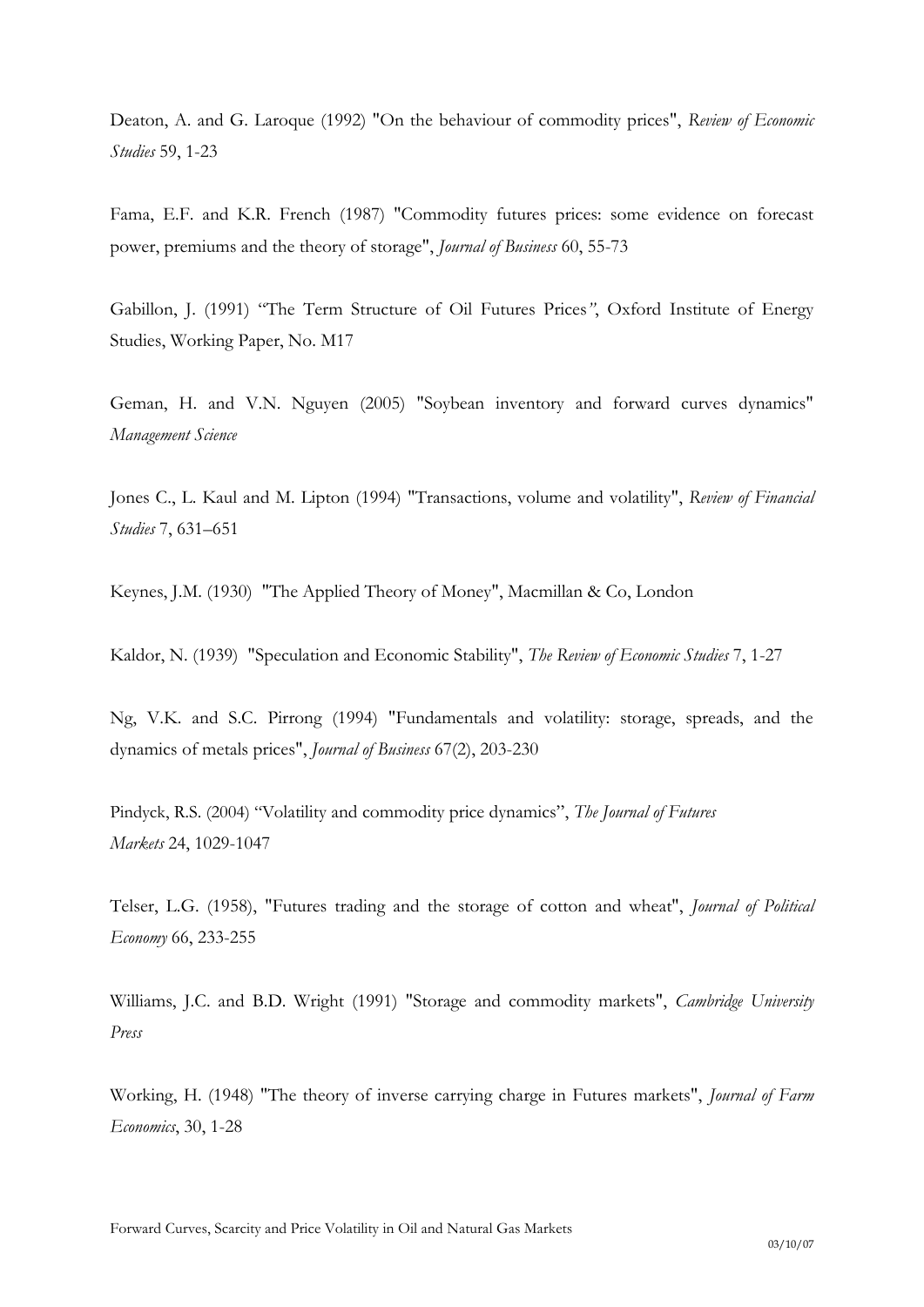Deaton, A. and G. Laroque (1992) "On the behaviour of commodity prices", *Review of Economic Studies* 59, 1-23

Fama, E.F. and K.R. French (1987) "Commodity futures prices: some evidence on forecast power, premiums and the theory of storage", *Journal of Business* 60, 55-73

Gabillon, J. (1991) "The Term Structure of Oil Futures Prices", Oxford Institute of Energy Studies, Working Paper, No. M17

Geman, H. and V.N. Nguyen (2005) "Soybean inventory and forward curves dynamics" *Management Science*

Jones C., L. Kaul and M. Lipton (1994) "Transactions, volume and volatility", *Review of Financial Studies* 7, 631–651

Keynes, J.M. (1930) "The Applied Theory of Money", Macmillan & Co, London

Kaldor, N. (1939) "Speculation and Economic Stability", *The Review of Economic Studies* 7, 1-27

Ng, V.K. and S.C. Pirrong (1994) "Fundamentals and volatility: storage, spreads, and the dynamics of metals prices", *Journal of Business* 67(2), 203-230

Pindyck, R.S. (2004) "Volatility and commodity price dynamics", *The Journal of Futures Markets* 24, 1029-1047

Telser, L.G. (1958), "Futures trading and the storage of cotton and wheat", *Journal of Political Economy* 66, 233-255

Williams, J.C. and B.D. Wright (1991) "Storage and commodity markets", *Cambridge University Press*

Working, H. (1948) "The theory of inverse carrying charge in Futures markets", *Journal of Farm Economics*, 30, 1-28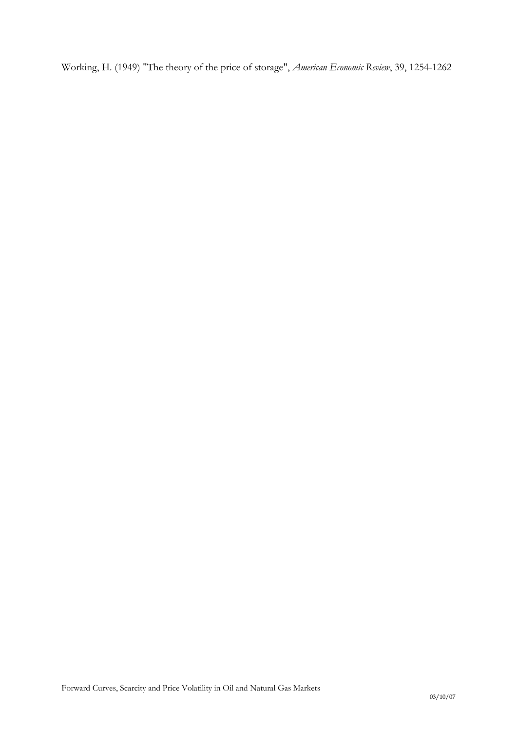Working, H. (1949) "The theory of the price of storage", *American Economic Review*, 39, 1254-1262